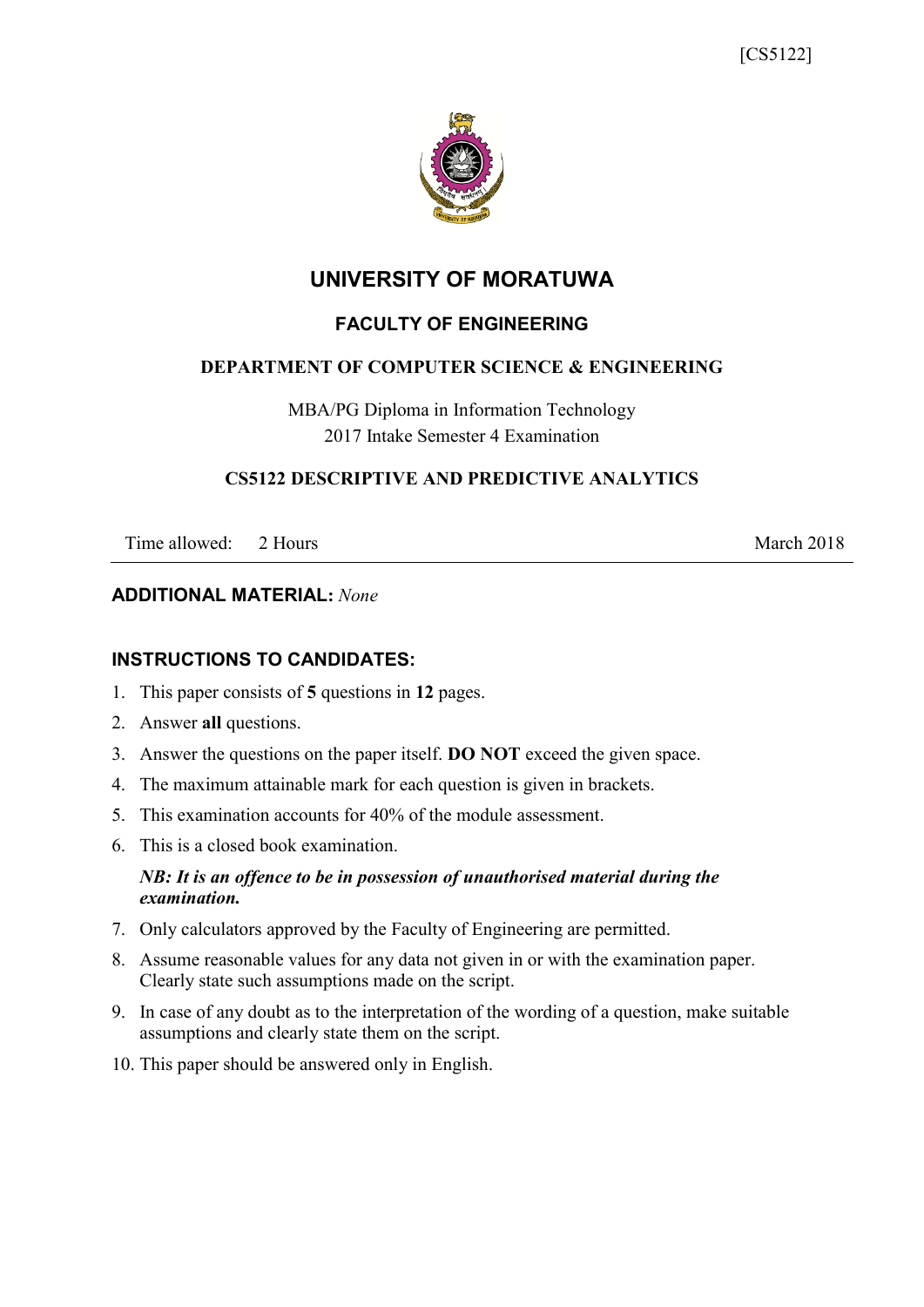[CS5122]

# UNIVERSITY OF MORATUWA

## FACULTY OF ENGINEERING

### DEPARTMENT OF COMPUTER SCIENCE & ENGINEERING

MBA/PG Diploma in Information Technology
2017 Intake Semester 4 Examination

### CS5122 DESCRIPTIVE AND PREDICTIVE ANALYTICS

Time allowed: 2 Hours | March 2018

**ADDITIONAL MATERIAL:** *None*

**INSTRUCTIONS TO CANDIDATES:**

1. This paper consists of **5** questions in **12** pages.
2. Answer **all** questions.
3. Answer the questions on the paper itself. **DO NOT** exceed the given space.
4. The maximum attainable mark for each question is given in brackets.
5. This examination accounts for 40% of the module assessment.
6. This is a closed book examination.

   ***NB: It is an offence to be in possession of unauthorised material during the examination.***

7. Only calculators approved by the Faculty of Engineering are permitted.
8. Assume reasonable values for any data not given in or with the examination paper. Clearly state such assumptions made on the script.
9. In case of any doubt as to the interpretation of the wording of a question, make suitable assumptions and clearly state them on the script.
10. This paper should be answered only in English.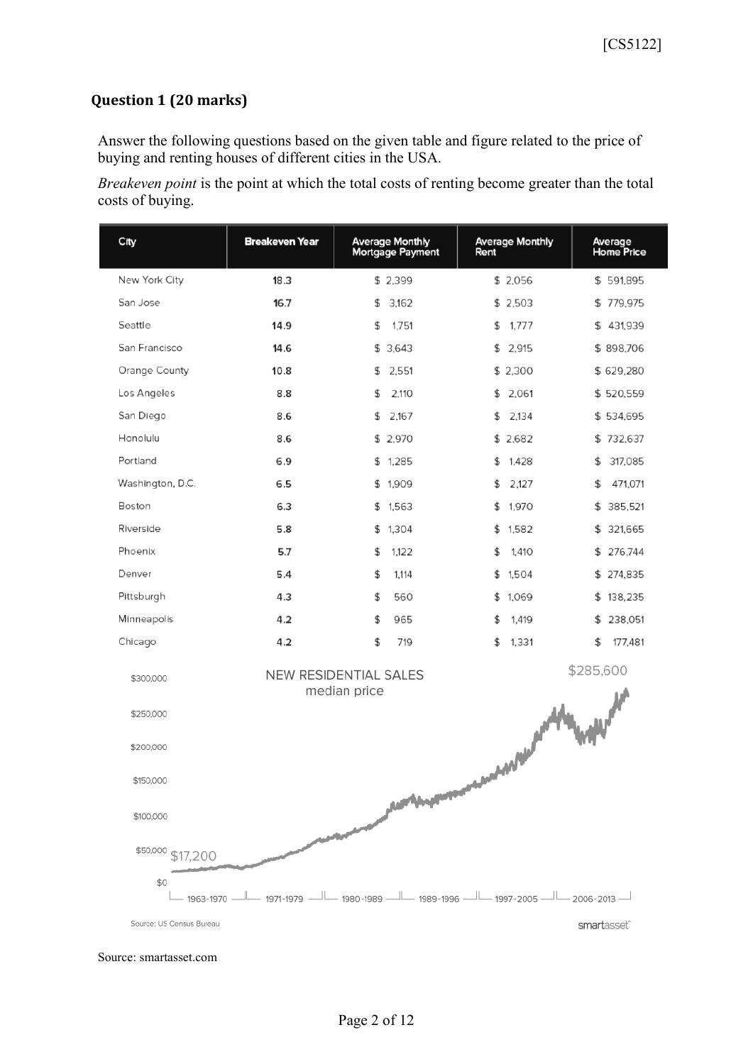## Question 1 (20 marks)

Answer the following questions based on the given table and figure related to the price of buying and renting houses of different cities in the USA.

*Breakeven point* is the point at which the total costs of renting become greater than the total costs of buying.

| City | Breakeven Year | Average Monthly Mortgage Payment | Average Monthly Rent | Average Home Price |
|---|---|---|---|---|
| New York City | 18.3 | $ 2,399 | $ 2,056 | $ 591,895 |
| San Jose | 16.7 | $ 3,162 | $ 2,503 | $ 779,975 |
| Seattle | 14.9 | $ 1,751 | $ 1,777 | $ 431,939 |
| San Francisco | 14.6 | $ 3,643 | $ 2,915 | $ 898,706 |
| Orange County | 10.8 | $ 2,551 | $ 2,300 | $ 629,280 |
| Los Angeles | 8.8 | $ 2,110 | $ 2,061 | $ 520,559 |
| San Diego | 8.6 | $ 2,167 | $ 2,134 | $ 534,695 |
| Honolulu | 8.6 | $ 2,970 | $ 2,682 | $ 732,637 |
| Portland | 6.9 | $ 1,285 | $ 1,428 | $ 317,085 |
| Washington, D.C. | 6.5 | $ 1,909 | $ 2,127 | $ 471,071 |
| Boston | 6.3 | $ 1,563 | $ 1,970 | $ 385,521 |
| Riverside | 5.8 | $ 1,304 | $ 1,582 | $ 321,665 |
| Phoenix | 5.7 | $ 1,122 | $ 1,410 | $ 276,744 |
| Denver | 5.4 | $ 1,114 | $ 1,504 | $ 274,835 |
| Pittsburgh | 4.3 | $ 560 | $ 1,069 | $ 138,235 |
| Minneapolis | 4.2 | $ 965 | $ 1,419 | $ 238,051 |
| Chicago | 4.2 | $ 719 | $ 1,331 | $ 177,481 |

NEW RESIDENTIAL SALES
median price

$300,000
$250,000
$200,000
$150,000
$100,000
$50,000
$0

$17,200 — $285,600

1963-1970 | 1971-1979 | 1980-1989 | 1989-1996 | 1997-2005 | 2006-2013

Source: US Census Bureau — smartasset

Source: smartasset.com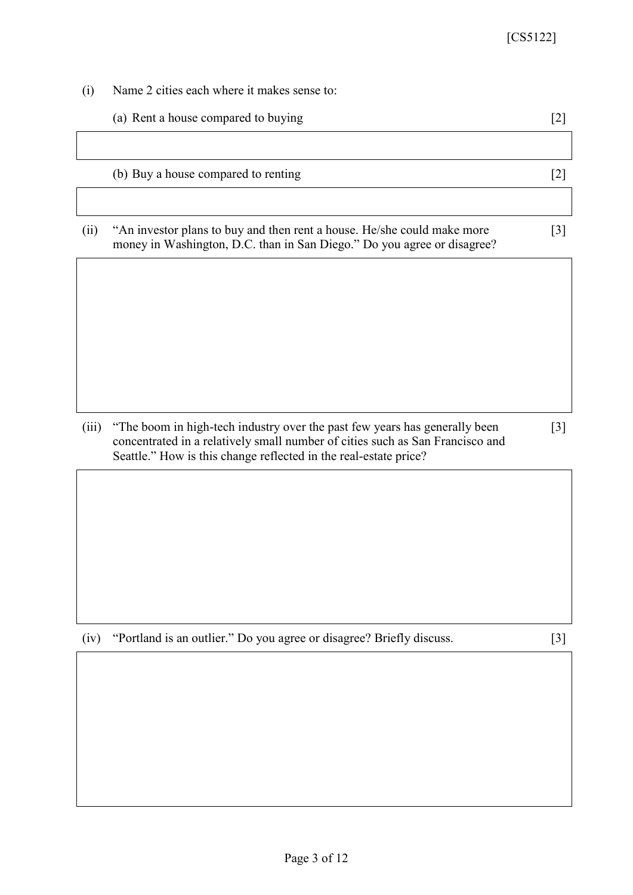(i) Name 2 cities each where it makes sense to:

(a) Rent a house compared to buying [2]

(b) Buy a house compared to renting [2]

(ii) "An investor plans to buy and then rent a house. He/she could make more money in Washington, D.C. than in San Diego." Do you agree or disagree? [3]

(iii) "The boom in high-tech industry over the past few years has generally been concentrated in a relatively small number of cities such as San Francisco and Seattle." How is this change reflected in the real-estate price? [3]

(iv) "Portland is an outlier." Do you agree or disagree? Briefly discuss. [3]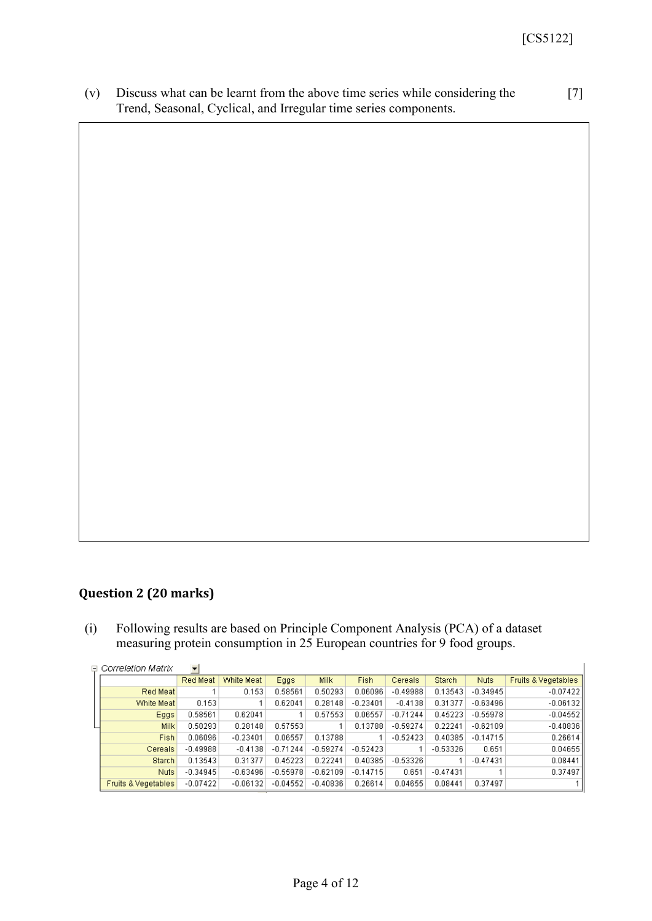(v) Discuss what can be learnt from the above time series while considering the Trend, Seasonal, Cyclical, and Irregular time series components. [7]

## Question 2 (20 marks)

(i) Following results are based on Principle Component Analysis (PCA) of a dataset measuring protein consumption in 25 European countries for 9 food groups.

Correlation Matrix

| | Red Meat | White Meat | Eggs | Milk | Fish | Cereals | Starch | Nuts | Fruits & Vegetables |
|---|---|---|---|---|---|---|---|---|---|
| Red Meat | 1 | 0.153 | 0.58561 | 0.50293 | 0.06096 | -0.49988 | 0.13543 | -0.34945 | -0.07422 |
| White Meat | 0.153 | 1 | 0.62041 | 0.28148 | -0.23401 | -0.4138 | 0.31377 | -0.63496 | -0.06132 |
| Eggs | 0.58561 | 0.62041 | 1 | 0.57553 | 0.06557 | -0.71244 | 0.45223 | -0.55978 | -0.04552 |
| Milk | 0.50293 | 0.28148 | 0.57553 | 1 | 0.13788 | -0.59274 | 0.22241 | -0.62109 | -0.40836 |
| Fish | 0.06096 | -0.23401 | 0.06557 | 0.13788 | 1 | -0.52423 | 0.40385 | -0.14715 | 0.26614 |
| Cereals | -0.49988 | -0.4138 | -0.71244 | -0.59274 | -0.52423 | 1 | -0.53326 | 0.651 | 0.04655 |
| Starch | 0.13543 | 0.31377 | 0.45223 | 0.22241 | 0.40385 | -0.53326 | 1 | -0.47431 | 0.08441 |
| Nuts | -0.34945 | -0.63496 | -0.55978 | -0.62109 | -0.14715 | 0.651 | -0.47431 | 1 | 0.37497 |
| Fruits & Vegetables | -0.07422 | -0.06132 | -0.04552 | -0.40836 | 0.26614 | 0.04655 | 0.08441 | 0.37497 | 1 |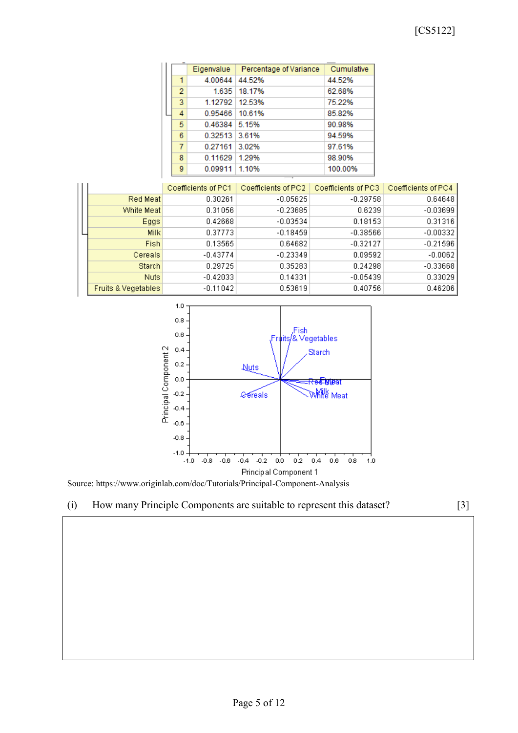| | Eigenvalue | Percentage of Variance | Cumulative |
|---|---|---|---|
| 1 | 4.00644 | 44.52% | 44.52% |
| 2 | 1.635 | 18.17% | 62.68% |
| 3 | 1.12792 | 12.53% | 75.22% |
| 4 | 0.95466 | 10.61% | 85.82% |
| 5 | 0.46384 | 5.15% | 90.98% |
| 6 | 0.32513 | 3.61% | 94.59% |
| 7 | 0.27161 | 3.02% | 97.61% |
| 8 | 0.11629 | 1.29% | 98.90% |
| 9 | 0.09911 | 1.10% | 100.00% |

| | Coefficients of PC1 | Coefficients of PC2 | Coefficients of PC3 | Coefficients of PC4 |
|---|---|---|---|---|
| Red Meat | 0.30261 | -0.05625 | -0.29758 | 0.64648 |
| White Meat | 0.31056 | -0.23685 | 0.6239 | -0.03699 |
| Eggs | 0.42668 | -0.03534 | 0.18153 | 0.31316 |
| Milk | 0.37773 | -0.18459 | -0.38566 | -0.00332 |
| Fish | 0.13565 | 0.64682 | -0.32127 | -0.21596 |
| Cereals | -0.43774 | -0.23349 | 0.09592 | -0.0062 |
| Starch | 0.29725 | 0.35283 | 0.24298 | -0.33668 |
| Nuts | -0.42033 | 0.14331 | -0.05439 | 0.33029 |
| Fruits & Vegetables | -0.11042 | 0.53619 | 0.40756 | 0.46206 |

Source: https://www.originlab.com/doc/Tutorials/Principal-Component-Analysis

(i) How many Principle Components are suitable to represent this dataset? [3]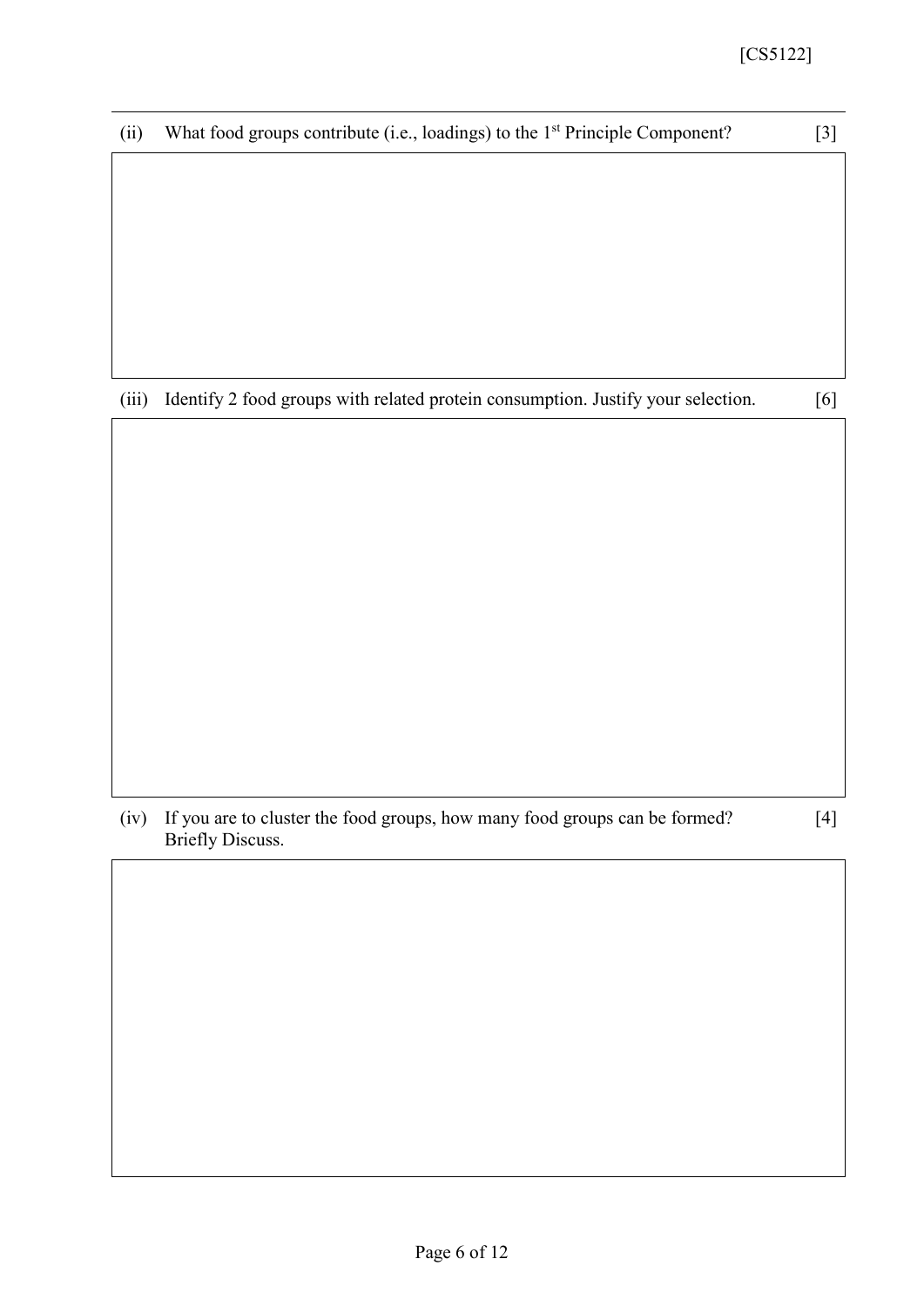(ii) What food groups contribute (i.e., loadings) to the 1st Principle Component? [3]

(iii) Identify 2 food groups with related protein consumption. Justify your selection. [6]

(iv) If you are to cluster the food groups, how many food groups can be formed? Briefly Discuss. [4]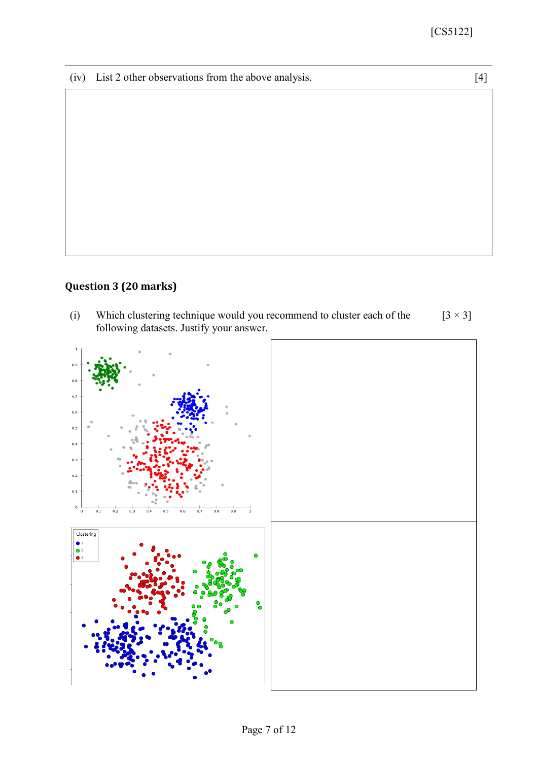(iv) List 2 other observations from the above analysis. [4]

## Question 3 (20 marks)

(i) Which clustering technique would you recommend to cluster each of the following datasets. Justify your answer. [3 × 3]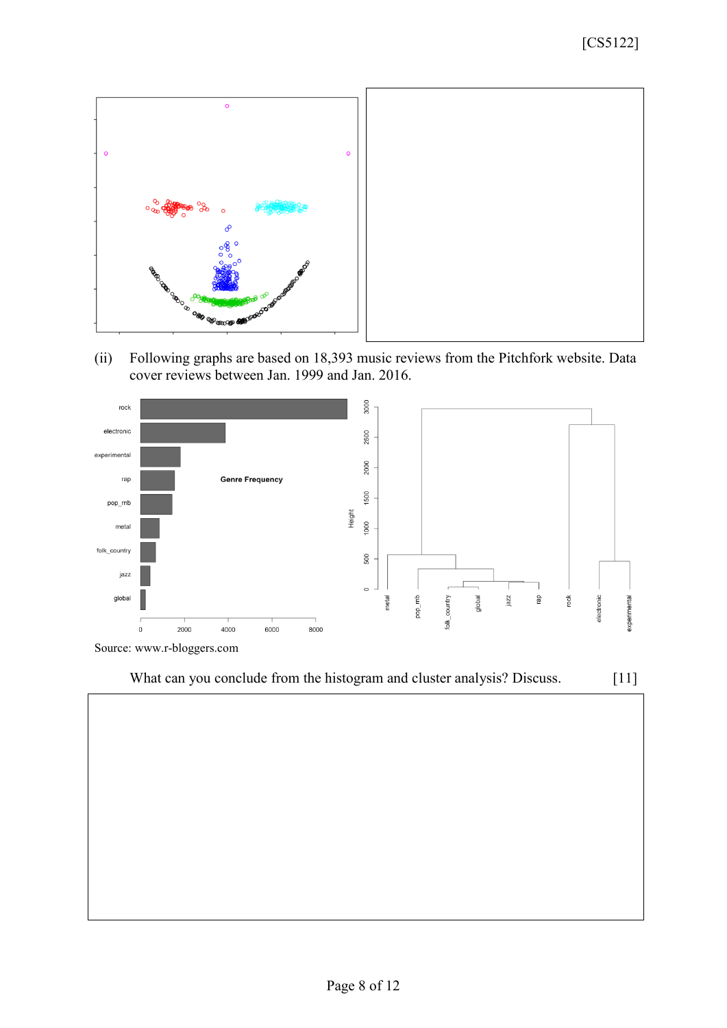(ii) Following graphs are based on 18,393 music reviews from the Pitchfork website. Data cover reviews between Jan. 1999 and Jan. 2016.

Source: www.r-bloggers.com

What can you conclude from the histogram and cluster analysis? Discuss. [11]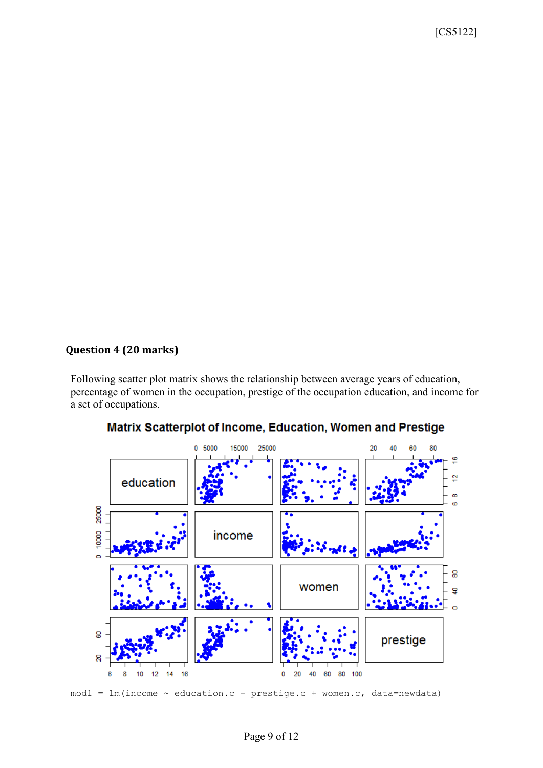## Question 4 (20 marks)

Following scatter plot matrix shows the relationship between average years of education, percentage of women in the occupation, prestige of the occupation education, and income for a set of occupations.

```
mod1 = lm(income ~ education.c + prestige.c + women.c, data=newdata)
```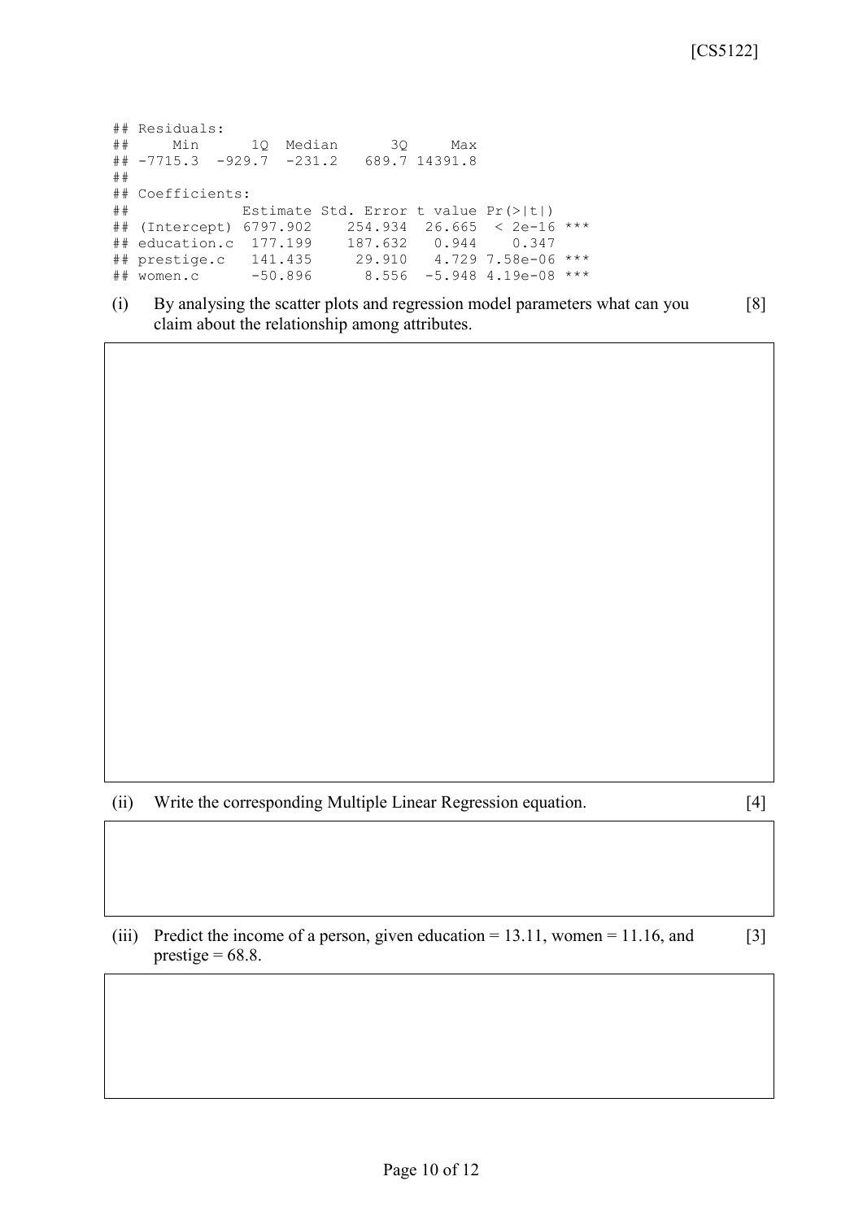```
## Residuals:
##     Min      1Q  Median      3Q     Max
## -7715.3  -929.7  -231.2   689.7 14391.8
##
## Coefficients:
##             Estimate Std. Error t value Pr(>|t|)
## (Intercept) 6797.902    254.934  26.665  < 2e-16 ***
## education.c  177.199    187.632   0.944    0.347
## prestige.c   141.435     29.910   4.729 7.58e-06 ***
## women.c      -50.896      8.556  -5.948 4.19e-08 ***
```

(i) By analysing the scatter plots and regression model parameters what can you claim about the relationship among attributes. [8]

(ii) Write the corresponding Multiple Linear Regression equation. [4]

(iii) Predict the income of a person, given education = 13.11, women = 11.16, and prestige = 68.8. [3]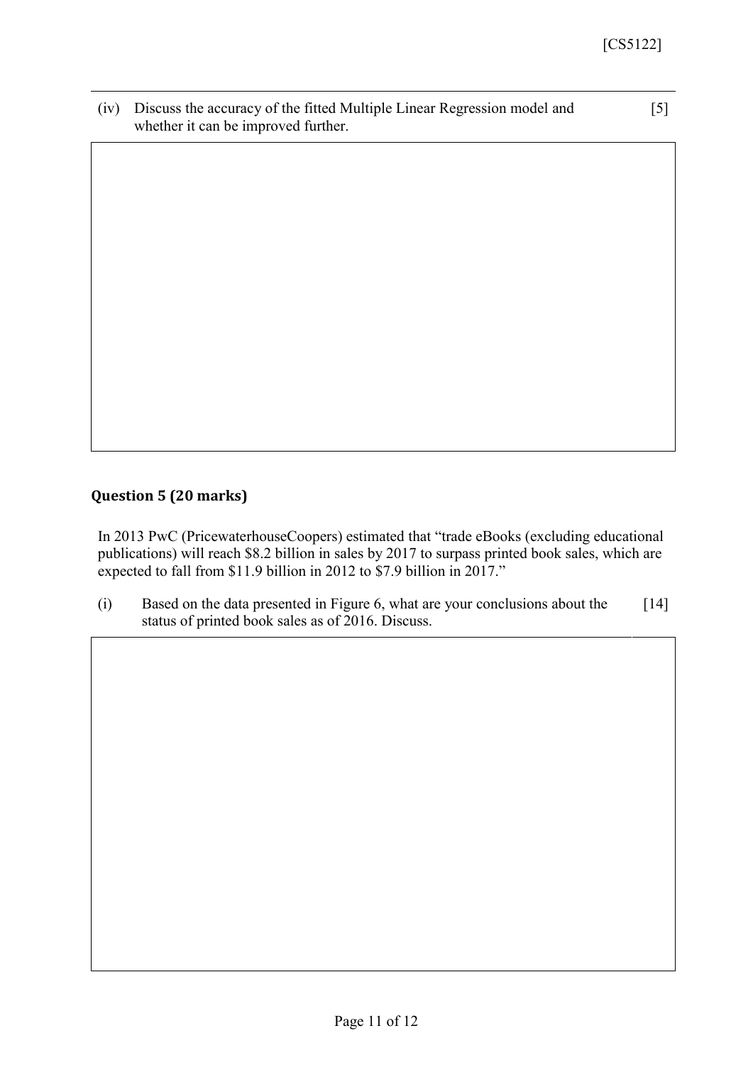(iv) Discuss the accuracy of the fitted Multiple Linear Regression model and whether it can be improved further. [5]

## Question 5 (20 marks)

In 2013 PwC (PricewaterhouseCoopers) estimated that "trade eBooks (excluding educational publications) will reach $8.2 billion in sales by 2017 to surpass printed book sales, which are expected to fall from $11.9 billion in 2012 to $7.9 billion in 2017."

(i) Based on the data presented in Figure 6, what are your conclusions about the status of printed book sales as of 2016. Discuss. [14]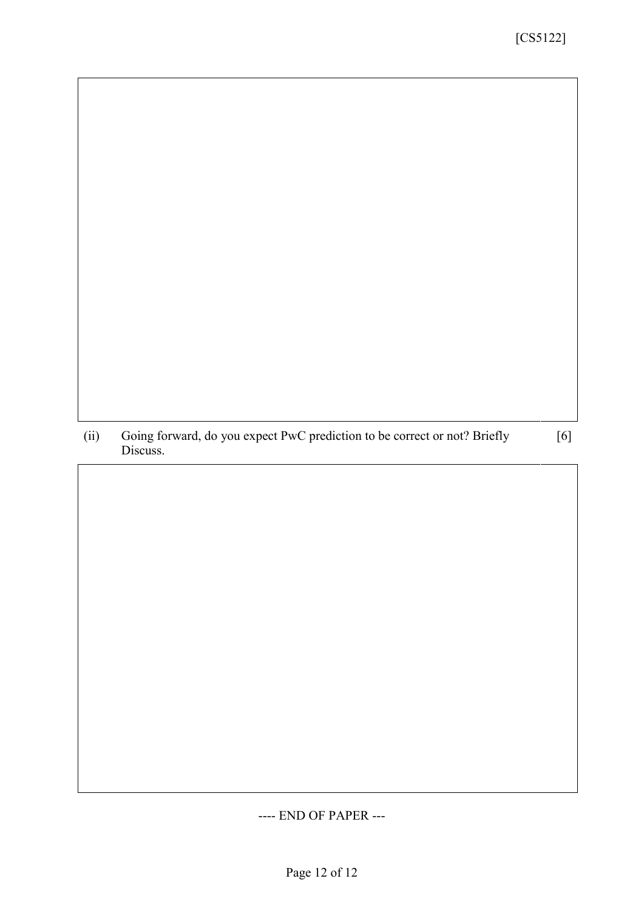(ii) Going forward, do you expect PwC prediction to be correct or not? Briefly Discuss. [6]

---- END OF PAPER ---